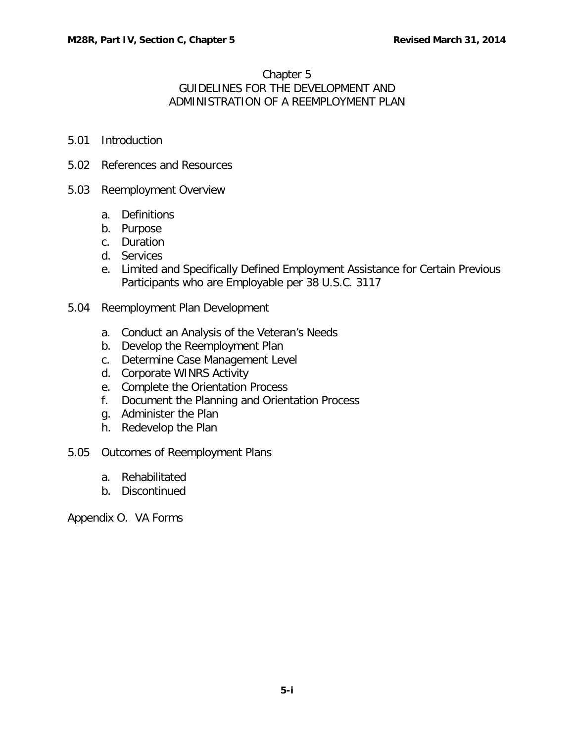# Chapter 5
## GUIDELINES FOR THE DEVELOPMENT AND ADMINISTRATION OF A REEMPLOYMENT PLAN

5.01 Introduction

5.02 References and Resources

5.03 Reemployment Overview

a. Definitions
b. Purpose
c. Duration
d. Services
e. Limited and Specifically Defined Employment Assistance for Certain Previous Participants who are Employable per 38 U.S.C. 3117

5.04 Reemployment Plan Development

a. Conduct an Analysis of the Veteran's Needs
b. Develop the Reemployment Plan
c. Determine Case Management Level
d. Corporate WINRS Activity
e. Complete the Orientation Process
f. Document the Planning and Orientation Process
g. Administer the Plan
h. Redevelop the Plan

5.05 Outcomes of Reemployment Plans

a. Rehabilitated
b. Discontinued

Appendix O. VA Forms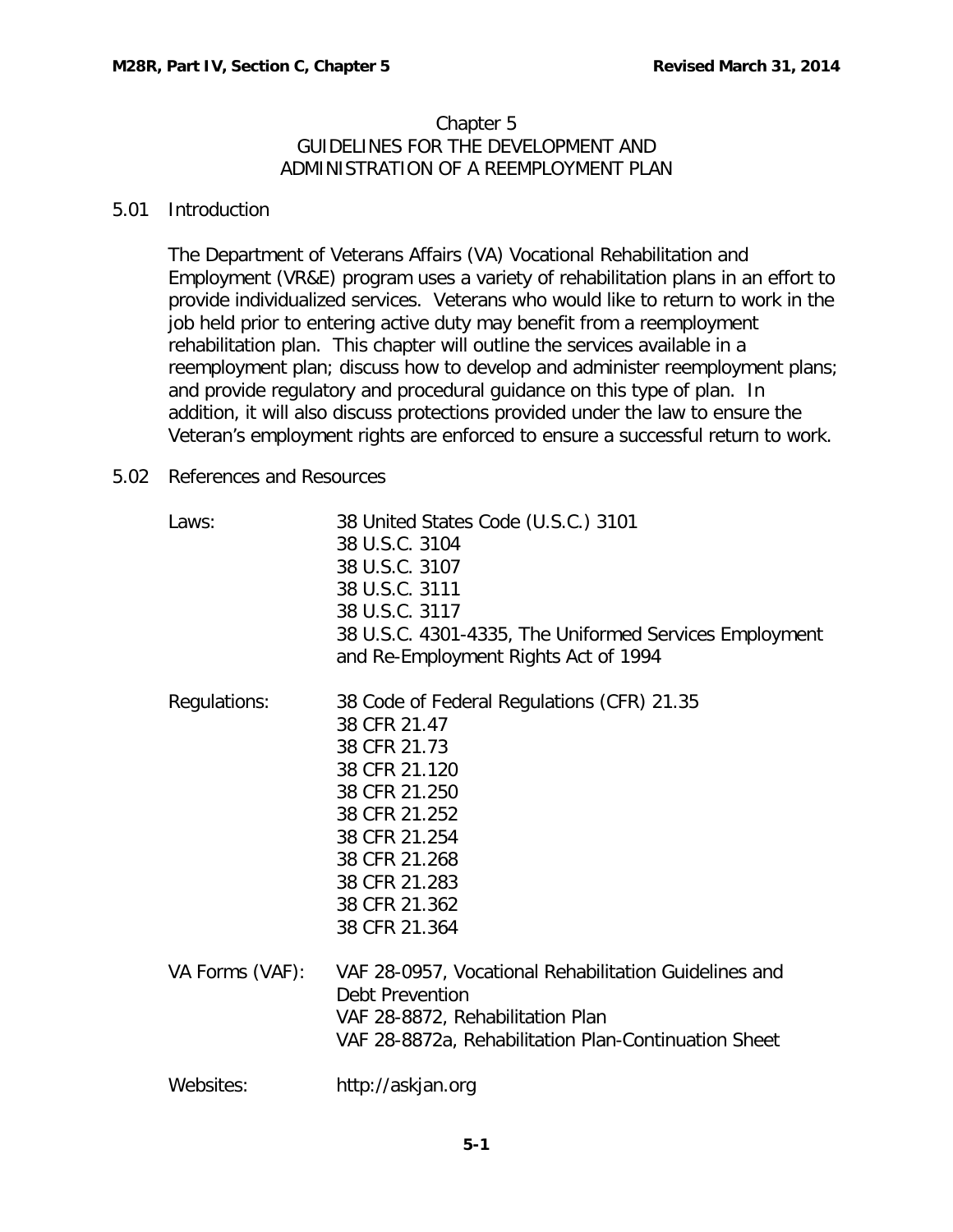# Chapter 5
## GUIDELINES FOR THE DEVELOPMENT AND ADMINISTRATION OF A REEMPLOYMENT PLAN

### 5.01 Introduction

The Department of Veterans Affairs (VA) Vocational Rehabilitation and Employment (VR&E) program uses a variety of rehabilitation plans in an effort to provide individualized services. Veterans who would like to return to work in the job held prior to entering active duty may benefit from a reemployment rehabilitation plan. This chapter will outline the services available in a reemployment plan; discuss how to develop and administer reemployment plans; and provide regulatory and procedural guidance on this type of plan. In addition, it will also discuss protections provided under the law to ensure the Veteran's employment rights are enforced to ensure a successful return to work.

### 5.02 References and Resources

| | |
|---|---|
| Laws: | 38 United States Code (U.S.C.) 3101<br>38 U.S.C. 3104<br>38 U.S.C. 3107<br>38 U.S.C. 3111<br>38 U.S.C. 3117<br>38 U.S.C. 4301-4335, The Uniformed Services Employment and Re-Employment Rights Act of 1994 |
| Regulations: | 38 Code of Federal Regulations (CFR) 21.35<br>38 CFR 21.47<br>38 CFR 21.73<br>38 CFR 21.120<br>38 CFR 21.250<br>38 CFR 21.252<br>38 CFR 21.254<br>38 CFR 21.268<br>38 CFR 21.283<br>38 CFR 21.362<br>38 CFR 21.364 |
| VA Forms (VAF): | VAF 28-0957, Vocational Rehabilitation Guidelines and Debt Prevention<br>VAF 28-8872, Rehabilitation Plan<br>VAF 28-8872a, Rehabilitation Plan-Continuation Sheet |
| Websites: | http://askjan.org |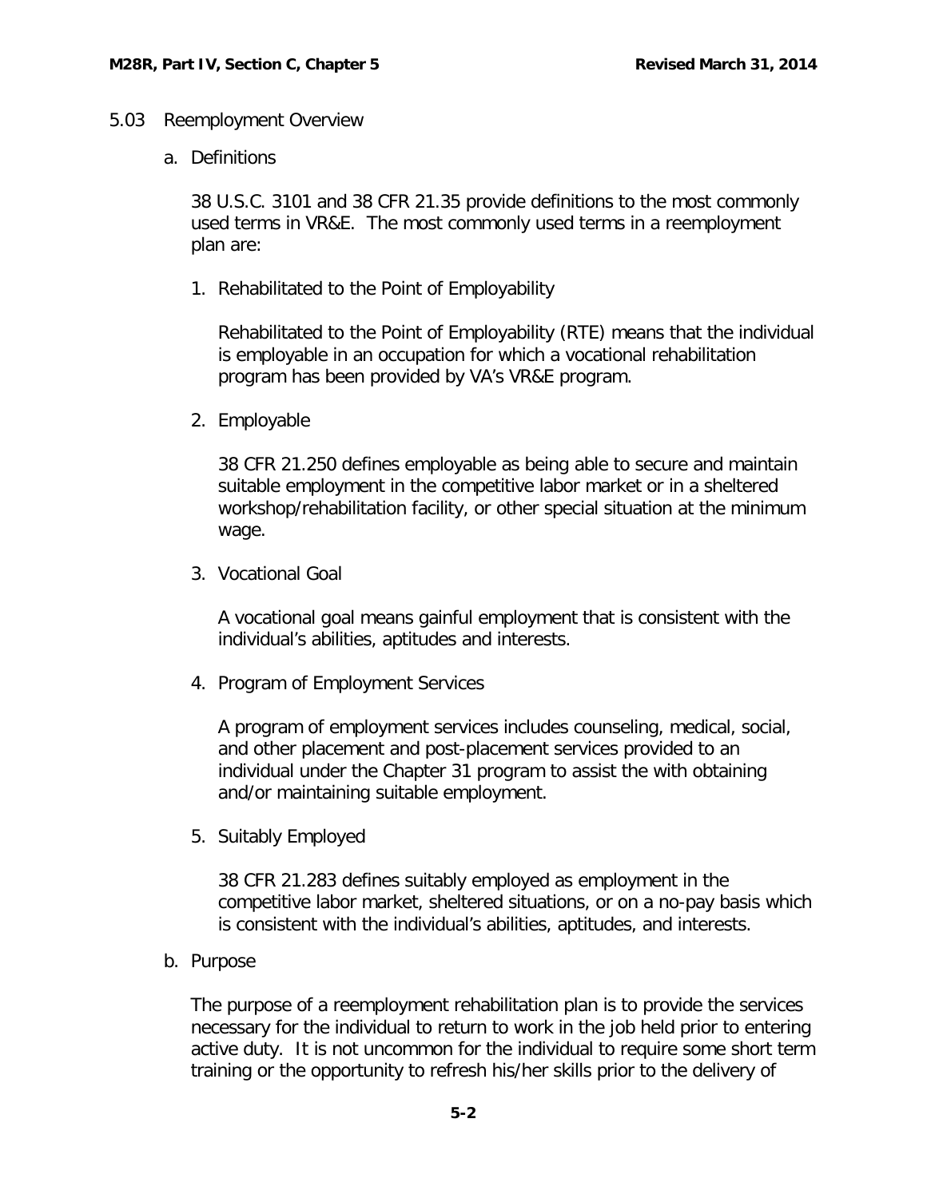## 5.03 Reemployment Overview

### a. Definitions

38 U.S.C. 3101 and 38 CFR 21.35 provide definitions to the most commonly used terms in VR&E. The most commonly used terms in a reemployment plan are:

1. Rehabilitated to the Point of Employability

   Rehabilitated to the Point of Employability (RTE) means that the individual is employable in an occupation for which a vocational rehabilitation program has been provided by VA's VR&E program.

2. Employable

   38 CFR 21.250 defines employable as being able to secure and maintain suitable employment in the competitive labor market or in a sheltered workshop/rehabilitation facility, or other special situation at the minimum wage.

3. Vocational Goal

   A vocational goal means gainful employment that is consistent with the individual's abilities, aptitudes and interests.

4. Program of Employment Services

   A program of employment services includes counseling, medical, social, and other placement and post-placement services provided to an individual under the Chapter 31 program to assist the with obtaining and/or maintaining suitable employment.

5. Suitably Employed

   38 CFR 21.283 defines suitably employed as employment in the competitive labor market, sheltered situations, or on a no-pay basis which is consistent with the individual's abilities, aptitudes, and interests.

### b. Purpose

The purpose of a reemployment rehabilitation plan is to provide the services necessary for the individual to return to work in the job held prior to entering active duty. It is not uncommon for the individual to require some short term training or the opportunity to refresh his/her skills prior to the delivery of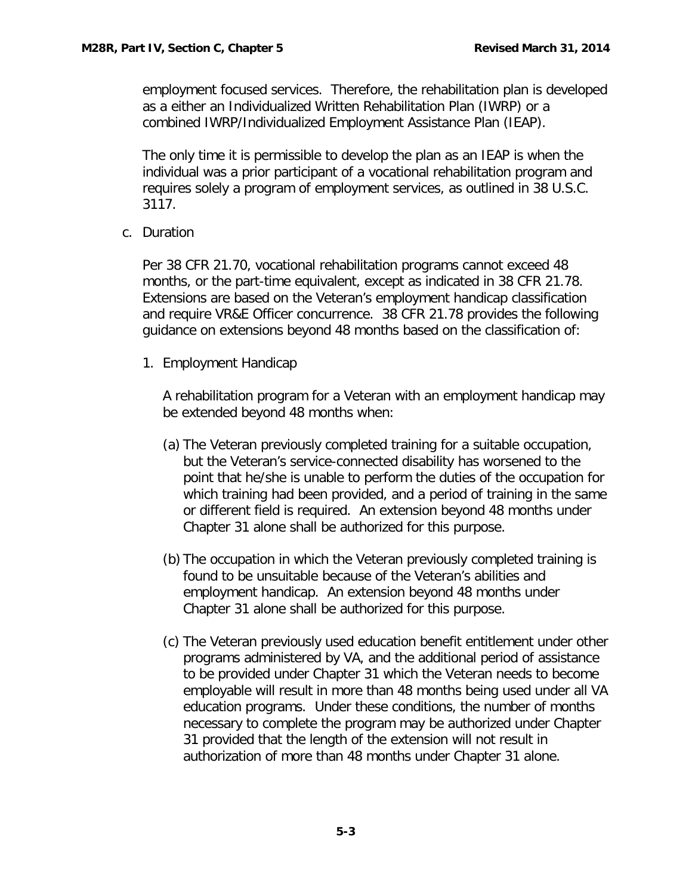employment focused services. Therefore, the rehabilitation plan is developed as a either an Individualized Written Rehabilitation Plan (IWRP) or a combined IWRP/Individualized Employment Assistance Plan (IEAP).

The only time it is permissible to develop the plan as an IEAP is when the individual was a prior participant of a vocational rehabilitation program and requires solely a program of employment services, as outlined in 38 U.S.C. 3117.

c. Duration

Per 38 CFR 21.70, vocational rehabilitation programs cannot exceed 48 months, or the part-time equivalent, except as indicated in 38 CFR 21.78. Extensions are based on the Veteran's employment handicap classification and require VR&E Officer concurrence. 38 CFR 21.78 provides the following guidance on extensions beyond 48 months based on the classification of:

1. Employment Handicap

   A rehabilitation program for a Veteran with an employment handicap may be extended beyond 48 months when:

   (a) The Veteran previously completed training for a suitable occupation, but the Veteran's service-connected disability has worsened to the point that he/she is unable to perform the duties of the occupation for which training had been provided, and a period of training in the same or different field is required. An extension beyond 48 months under Chapter 31 alone shall be authorized for this purpose.

   (b) The occupation in which the Veteran previously completed training is found to be unsuitable because of the Veteran's abilities and employment handicap. An extension beyond 48 months under Chapter 31 alone shall be authorized for this purpose.

   (c) The Veteran previously used education benefit entitlement under other programs administered by VA, and the additional period of assistance to be provided under Chapter 31 which the Veteran needs to become employable will result in more than 48 months being used under all VA education programs. Under these conditions, the number of months necessary to complete the program may be authorized under Chapter 31 provided that the length of the extension will not result in authorization of more than 48 months under Chapter 31 alone.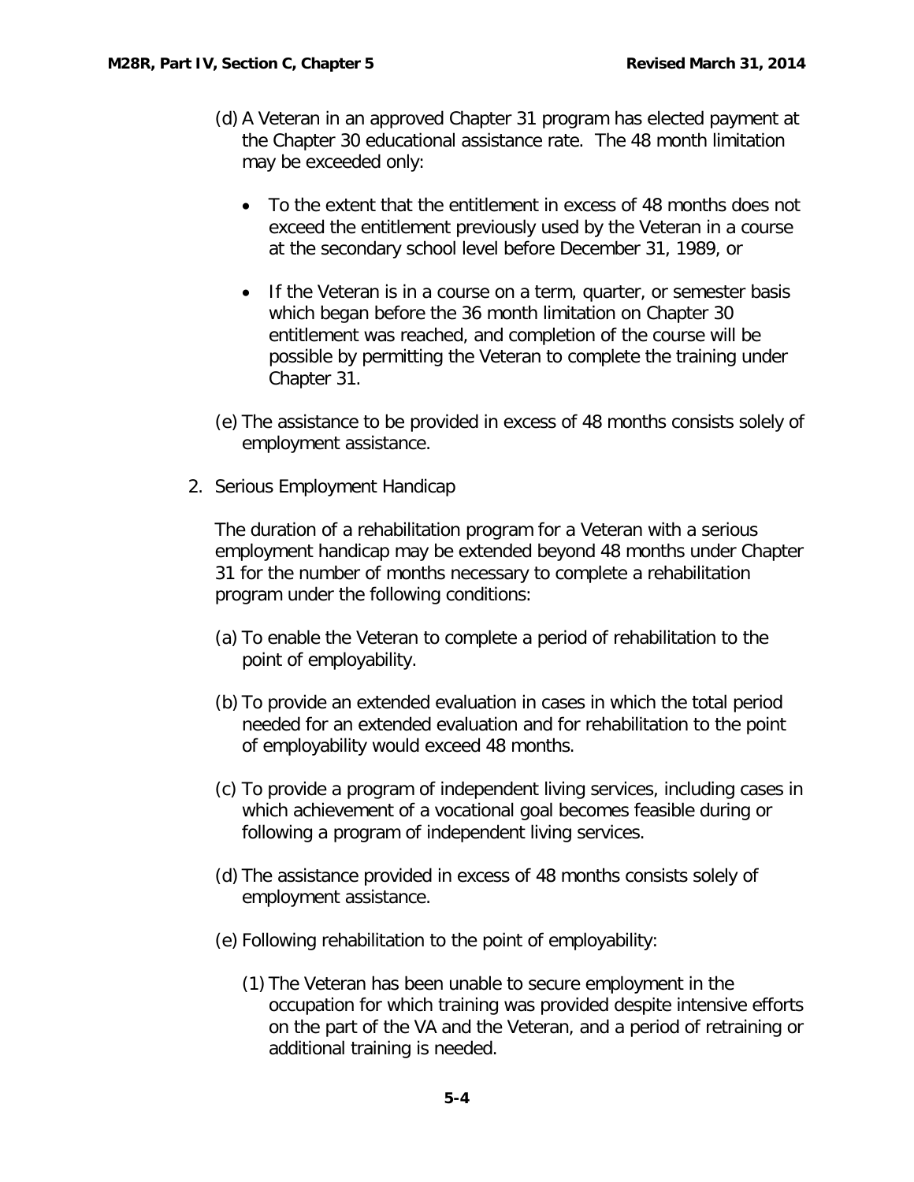(d) A Veteran in an approved Chapter 31 program has elected payment at the Chapter 30 educational assistance rate. The 48 month limitation may be exceeded only:

- To the extent that the entitlement in excess of 48 months does not exceed the entitlement previously used by the Veteran in a course at the secondary school level before December 31, 1989, or
- If the Veteran is in a course on a term, quarter, or semester basis which began before the 36 month limitation on Chapter 30 entitlement was reached, and completion of the course will be possible by permitting the Veteran to complete the training under Chapter 31.

(e) The assistance to be provided in excess of 48 months consists solely of employment assistance.

2. Serious Employment Handicap

The duration of a rehabilitation program for a Veteran with a serious employment handicap may be extended beyond 48 months under Chapter 31 for the number of months necessary to complete a rehabilitation program under the following conditions:

(a) To enable the Veteran to complete a period of rehabilitation to the point of employability.

(b) To provide an extended evaluation in cases in which the total period needed for an extended evaluation and for rehabilitation to the point of employability would exceed 48 months.

(c) To provide a program of independent living services, including cases in which achievement of a vocational goal becomes feasible during or following a program of independent living services.

(d) The assistance provided in excess of 48 months consists solely of employment assistance.

(e) Following rehabilitation to the point of employability:

(1) The Veteran has been unable to secure employment in the occupation for which training was provided despite intensive efforts on the part of the VA and the Veteran, and a period of retraining or additional training is needed.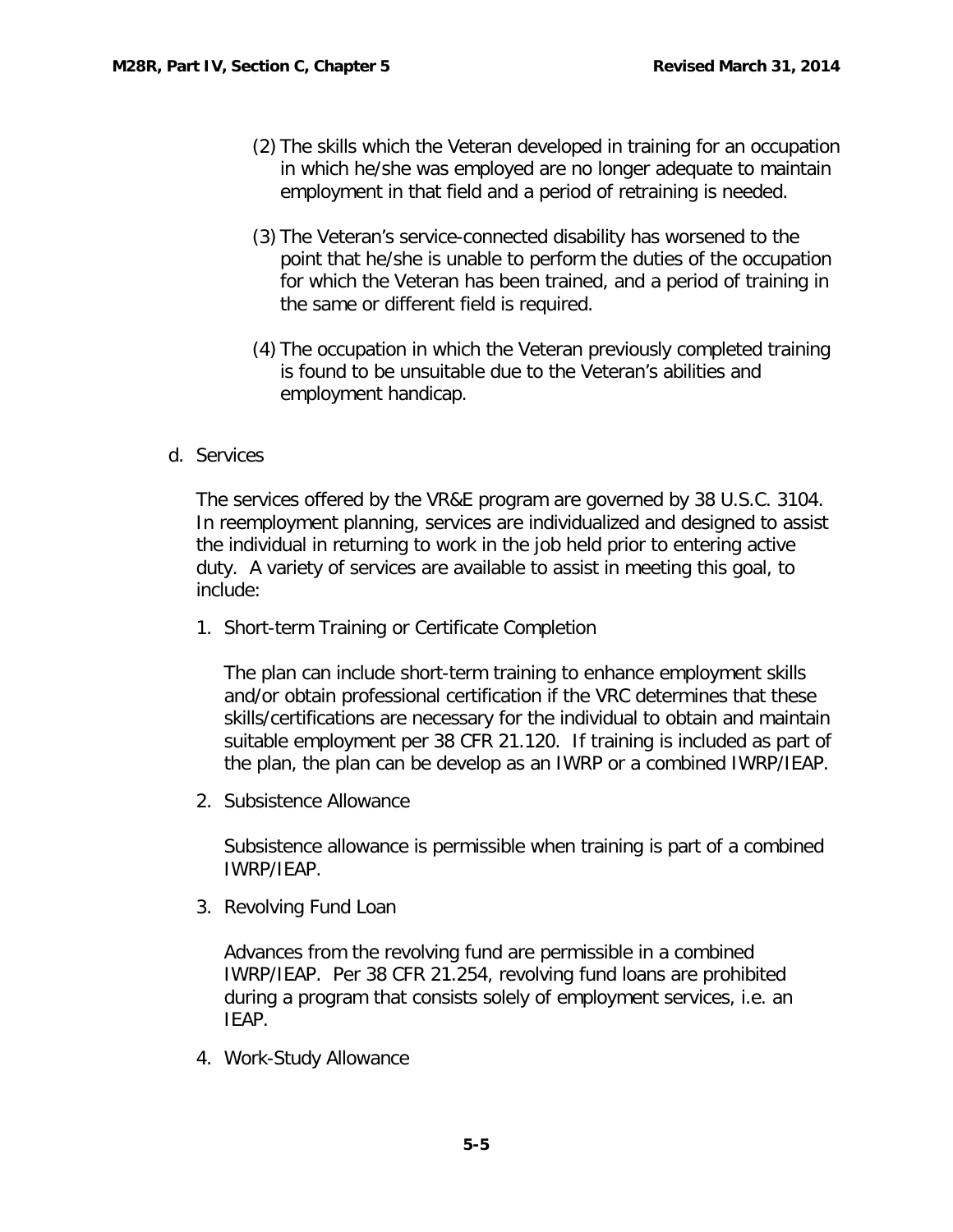(2) The skills which the Veteran developed in training for an occupation in which he/she was employed are no longer adequate to maintain employment in that field and a period of retraining is needed.

(3) The Veteran's service-connected disability has worsened to the point that he/she is unable to perform the duties of the occupation for which the Veteran has been trained, and a period of training in the same or different field is required.

(4) The occupation in which the Veteran previously completed training is found to be unsuitable due to the Veteran's abilities and employment handicap.

d. Services

The services offered by the VR&E program are governed by 38 U.S.C. 3104. In reemployment planning, services are individualized and designed to assist the individual in returning to work in the job held prior to entering active duty. A variety of services are available to assist in meeting this goal, to include:

1. Short-term Training or Certificate Completion

   The plan can include short-term training to enhance employment skills and/or obtain professional certification if the VRC determines that these skills/certifications are necessary for the individual to obtain and maintain suitable employment per 38 CFR 21.120. If training is included as part of the plan, the plan can be develop as an IWRP or a combined IWRP/IEAP.

2. Subsistence Allowance

   Subsistence allowance is permissible when training is part of a combined IWRP/IEAP.

3. Revolving Fund Loan

   Advances from the revolving fund are permissible in a combined IWRP/IEAP. Per 38 CFR 21.254, revolving fund loans are prohibited during a program that consists solely of employment services, i.e. an IEAP.

4. Work-Study Allowance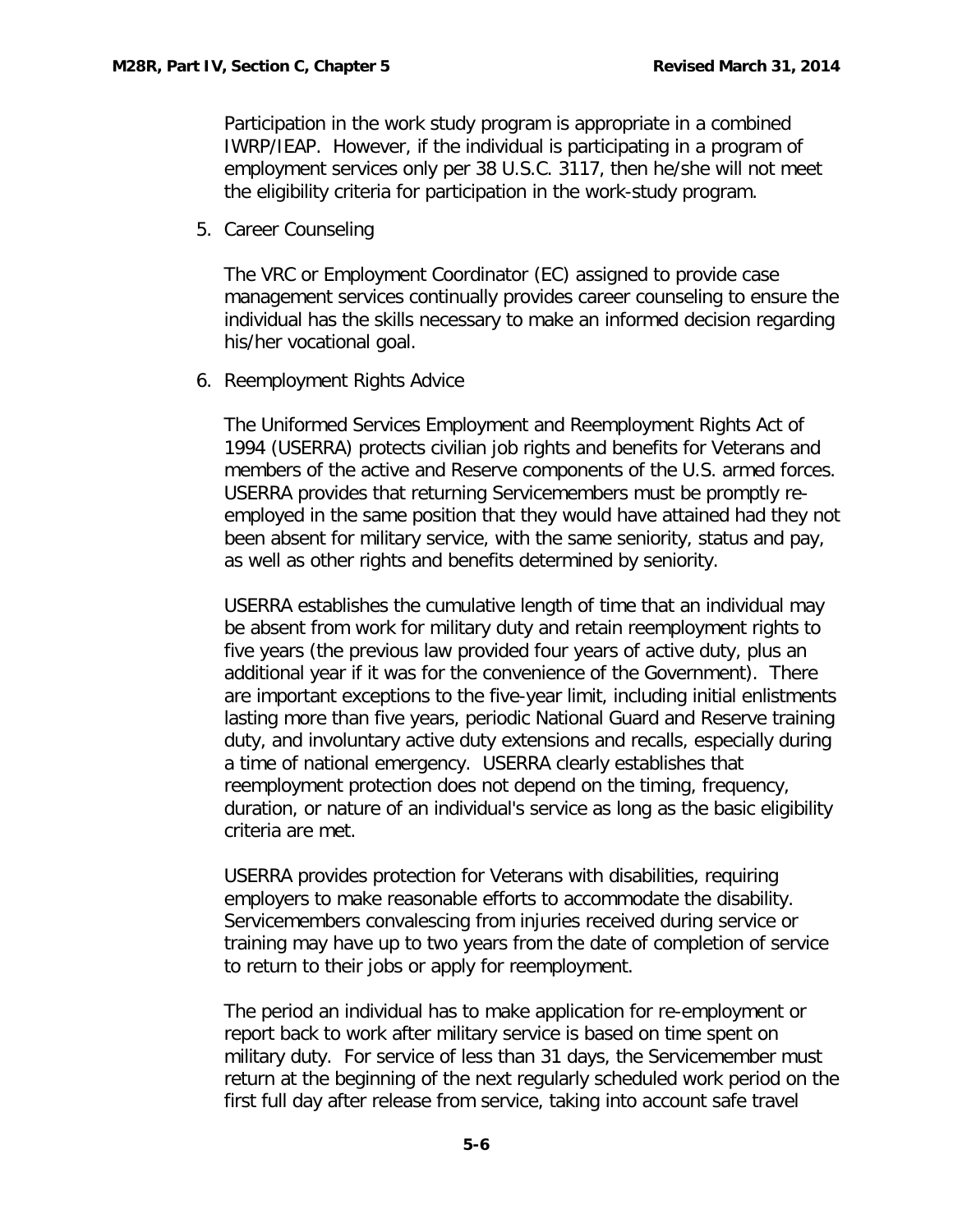Participation in the work study program is appropriate in a combined IWRP/IEAP. However, if the individual is participating in a program of employment services only per 38 U.S.C. 3117, then he/she will not meet the eligibility criteria for participation in the work-study program.

5. Career Counseling

   The VRC or Employment Coordinator (EC) assigned to provide case management services continually provides career counseling to ensure the individual has the skills necessary to make an informed decision regarding his/her vocational goal.

6. Reemployment Rights Advice

   The Uniformed Services Employment and Reemployment Rights Act of 1994 (USERRA) protects civilian job rights and benefits for Veterans and members of the active and Reserve components of the U.S. armed forces. USERRA provides that returning Servicemembers must be promptly re-employed in the same position that they would have attained had they not been absent for military service, with the same seniority, status and pay, as well as other rights and benefits determined by seniority.

   USERRA establishes the cumulative length of time that an individual may be absent from work for military duty and retain reemployment rights to five years (the previous law provided four years of active duty, plus an additional year if it was for the convenience of the Government). There are important exceptions to the five-year limit, including initial enlistments lasting more than five years, periodic National Guard and Reserve training duty, and involuntary active duty extensions and recalls, especially during a time of national emergency. USERRA clearly establishes that reemployment protection does not depend on the timing, frequency, duration, or nature of an individual's service as long as the basic eligibility criteria are met.

   USERRA provides protection for Veterans with disabilities, requiring employers to make reasonable efforts to accommodate the disability. Servicemembers convalescing from injuries received during service or training may have up to two years from the date of completion of service to return to their jobs or apply for reemployment.

   The period an individual has to make application for re-employment or report back to work after military service is based on time spent on military duty. For service of less than 31 days, the Servicemember must return at the beginning of the next regularly scheduled work period on the first full day after release from service, taking into account safe travel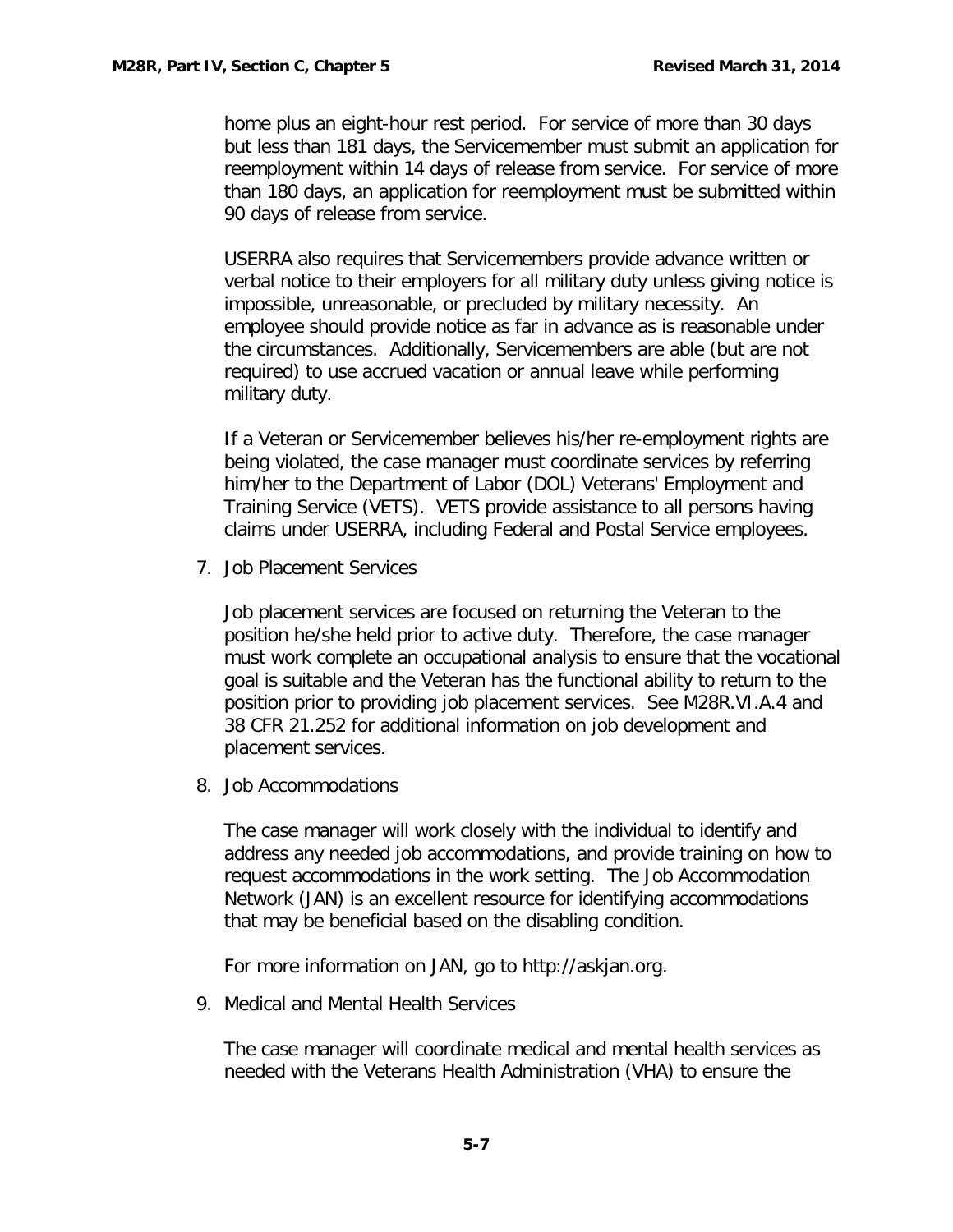home plus an eight-hour rest period. For service of more than 30 days but less than 181 days, the Servicemember must submit an application for reemployment within 14 days of release from service. For service of more than 180 days, an application for reemployment must be submitted within 90 days of release from service.

USERRA also requires that Servicemembers provide advance written or verbal notice to their employers for all military duty unless giving notice is impossible, unreasonable, or precluded by military necessity. An employee should provide notice as far in advance as is reasonable under the circumstances. Additionally, Servicemembers are able (but are not required) to use accrued vacation or annual leave while performing military duty.

If a Veteran or Servicemember believes his/her re-employment rights are being violated, the case manager must coordinate services by referring him/her to the Department of Labor (DOL) Veterans' Employment and Training Service (VETS). VETS provide assistance to all persons having claims under USERRA, including Federal and Postal Service employees.

7. Job Placement Services

   Job placement services are focused on returning the Veteran to the position he/she held prior to active duty. Therefore, the case manager must work complete an occupational analysis to ensure that the vocational goal is suitable and the Veteran has the functional ability to return to the position prior to providing job placement services. See M28R.VI.A.4 and 38 CFR 21.252 for additional information on job development and placement services.

8. Job Accommodations

   The case manager will work closely with the individual to identify and address any needed job accommodations, and provide training on how to request accommodations in the work setting. The Job Accommodation Network (JAN) is an excellent resource for identifying accommodations that may be beneficial based on the disabling condition.

   For more information on JAN, go to http://askjan.org.

9. Medical and Mental Health Services

   The case manager will coordinate medical and mental health services as needed with the Veterans Health Administration (VHA) to ensure the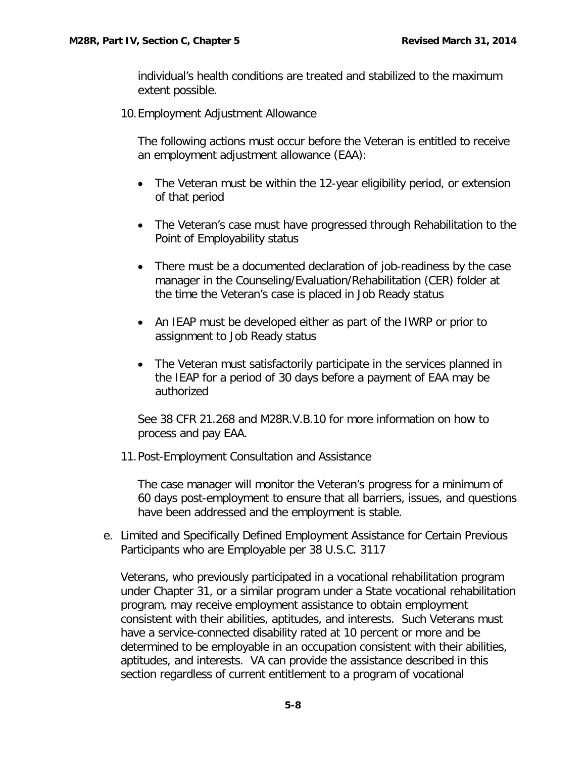individual's health conditions are treated and stabilized to the maximum extent possible.

10. Employment Adjustment Allowance

    The following actions must occur before the Veteran is entitled to receive an employment adjustment allowance (EAA):

    - The Veteran must be within the 12-year eligibility period, or extension of that period
    - The Veteran's case must have progressed through Rehabilitation to the Point of Employability status
    - There must be a documented declaration of job-readiness by the case manager in the Counseling/Evaluation/Rehabilitation (CER) folder at the time the Veteran's case is placed in Job Ready status
    - An IEAP must be developed either as part of the IWRP or prior to assignment to Job Ready status
    - The Veteran must satisfactorily participate in the services planned in the IEAP for a period of 30 days before a payment of EAA may be authorized

    See 38 CFR 21.268 and M28R.V.B.10 for more information on how to process and pay EAA.

11. Post-Employment Consultation and Assistance

    The case manager will monitor the Veteran's progress for a minimum of 60 days post-employment to ensure that all barriers, issues, and questions have been addressed and the employment is stable.

e. Limited and Specifically Defined Employment Assistance for Certain Previous Participants who are Employable per 38 U.S.C. 3117

   Veterans, who previously participated in a vocational rehabilitation program under Chapter 31, or a similar program under a State vocational rehabilitation program, may receive employment assistance to obtain employment consistent with their abilities, aptitudes, and interests. Such Veterans must have a service-connected disability rated at 10 percent or more and be determined to be employable in an occupation consistent with their abilities, aptitudes, and interests. VA can provide the assistance described in this section regardless of current entitlement to a program of vocational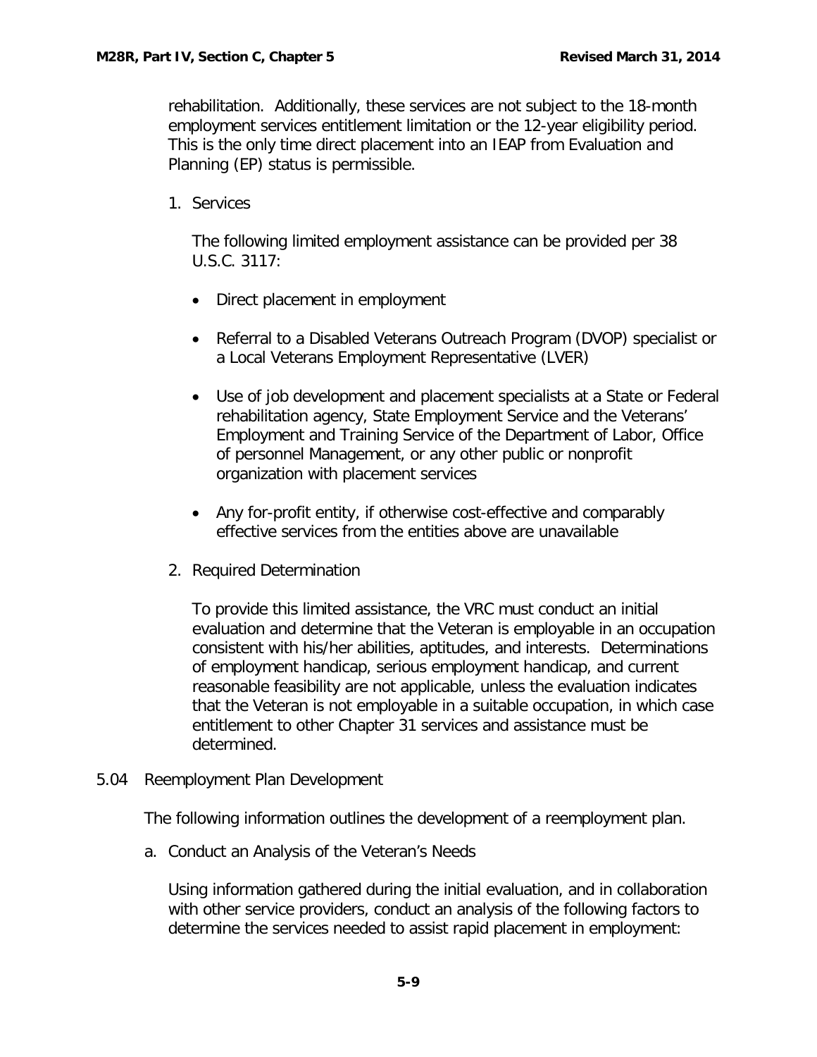rehabilitation. Additionally, these services are not subject to the 18-month employment services entitlement limitation or the 12-year eligibility period. This is the only time direct placement into an IEAP from Evaluation and Planning (EP) status is permissible.

1. Services

   The following limited employment assistance can be provided per 38 U.S.C. 3117:

   - Direct placement in employment
   - Referral to a Disabled Veterans Outreach Program (DVOP) specialist or a Local Veterans Employment Representative (LVER)
   - Use of job development and placement specialists at a State or Federal rehabilitation agency, State Employment Service and the Veterans' Employment and Training Service of the Department of Labor, Office of personnel Management, or any other public or nonprofit organization with placement services
   - Any for-profit entity, if otherwise cost-effective and comparably effective services from the entities above are unavailable

2. Required Determination

   To provide this limited assistance, the VRC must conduct an initial evaluation and determine that the Veteran is employable in an occupation consistent with his/her abilities, aptitudes, and interests. Determinations of employment handicap, serious employment handicap, and current reasonable feasibility are not applicable, unless the evaluation indicates that the Veteran is not employable in a suitable occupation, in which case entitlement to other Chapter 31 services and assistance must be determined.

## 5.04 Reemployment Plan Development

The following information outlines the development of a reemployment plan.

a. Conduct an Analysis of the Veteran's Needs

   Using information gathered during the initial evaluation, and in collaboration with other service providers, conduct an analysis of the following factors to determine the services needed to assist rapid placement in employment: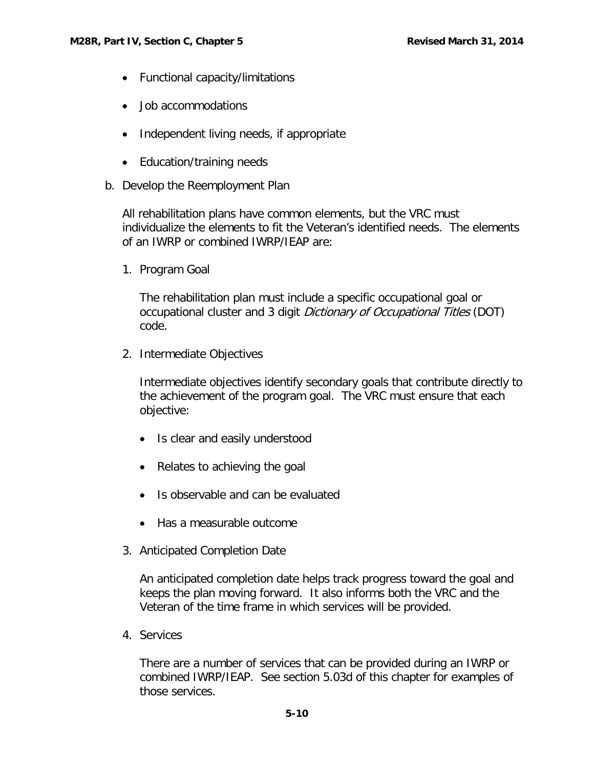- Functional capacity/limitations
- Job accommodations
- Independent living needs, if appropriate
- Education/training needs

b. Develop the Reemployment Plan

All rehabilitation plans have common elements, but the VRC must individualize the elements to fit the Veteran's identified needs. The elements of an IWRP or combined IWRP/IEAP are:

1. Program Goal

   The rehabilitation plan must include a specific occupational goal or occupational cluster and 3 digit *Dictionary of Occupational Titles* (DOT) code.

2. Intermediate Objectives

   Intermediate objectives identify secondary goals that contribute directly to the achievement of the program goal. The VRC must ensure that each objective:

   - Is clear and easily understood
   - Relates to achieving the goal
   - Is observable and can be evaluated
   - Has a measurable outcome

3. Anticipated Completion Date

   An anticipated completion date helps track progress toward the goal and keeps the plan moving forward. It also informs both the VRC and the Veteran of the time frame in which services will be provided.

4. Services

   There are a number of services that can be provided during an IWRP or combined IWRP/IEAP. See section 5.03d of this chapter for examples of those services.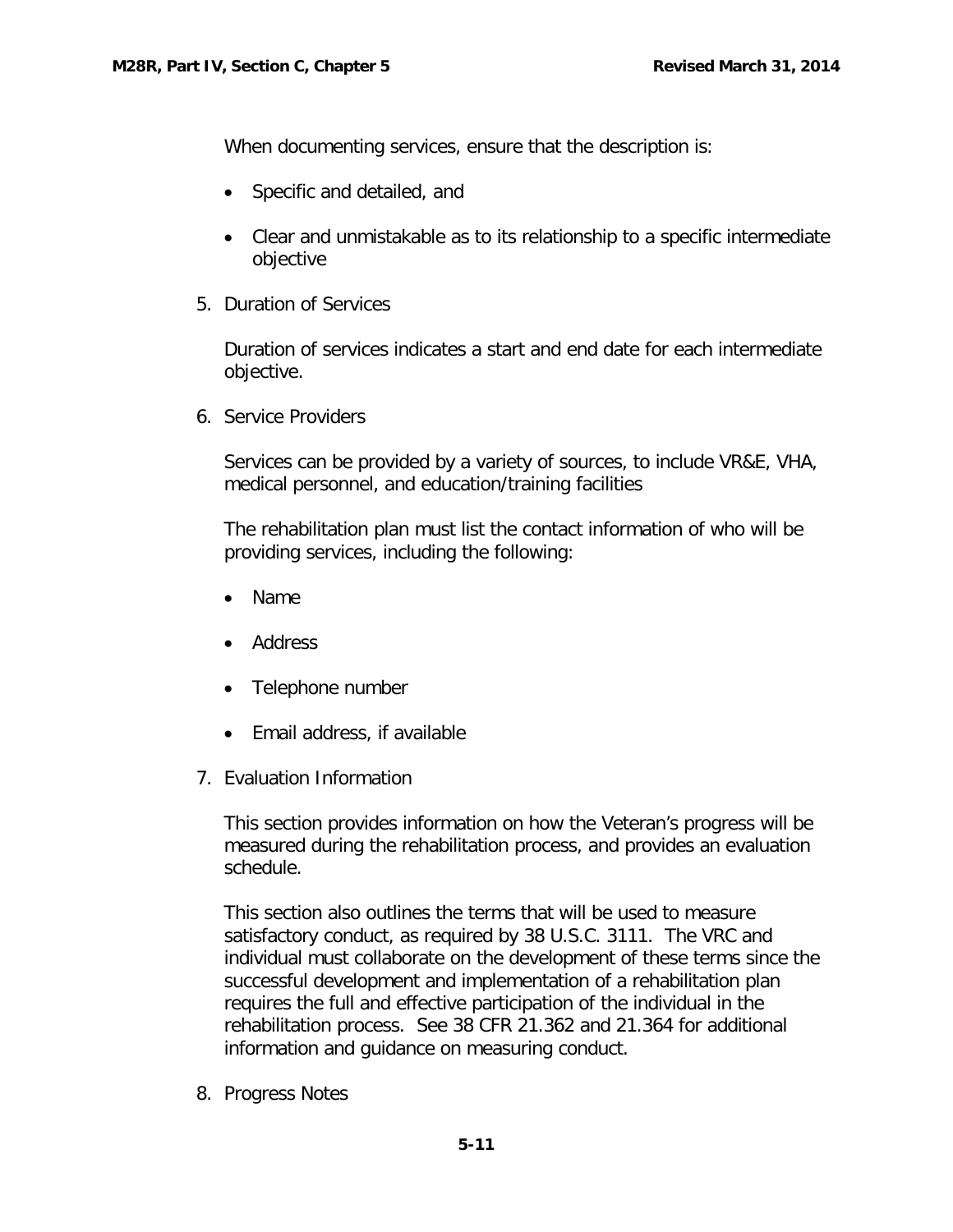When documenting services, ensure that the description is:

- Specific and detailed, and
- Clear and unmistakable as to its relationship to a specific intermediate objective

5. Duration of Services

   Duration of services indicates a start and end date for each intermediate objective.

6. Service Providers

   Services can be provided by a variety of sources, to include VR&E, VHA, medical personnel, and education/training facilities

   The rehabilitation plan must list the contact information of who will be providing services, including the following:

   - Name
   - Address
   - Telephone number
   - Email address, if available

7. Evaluation Information

   This section provides information on how the Veteran's progress will be measured during the rehabilitation process, and provides an evaluation schedule.

   This section also outlines the terms that will be used to measure satisfactory conduct, as required by 38 U.S.C. 3111. The VRC and individual must collaborate on the development of these terms since the successful development and implementation of a rehabilitation plan requires the full and effective participation of the individual in the rehabilitation process. See 38 CFR 21.362 and 21.364 for additional information and guidance on measuring conduct.

8. Progress Notes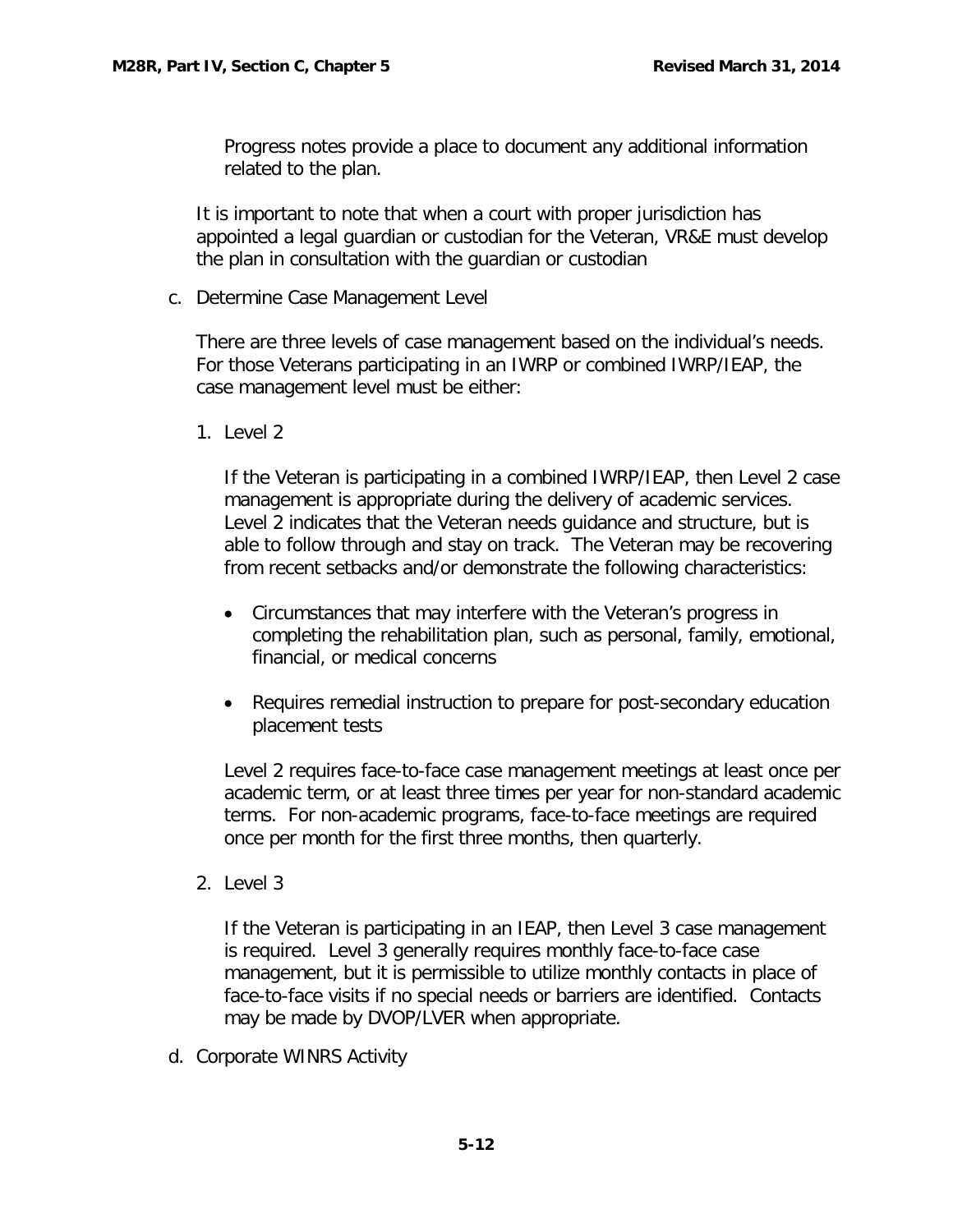Progress notes provide a place to document any additional information related to the plan.

It is important to note that when a court with proper jurisdiction has appointed a legal guardian or custodian for the Veteran, VR&E must develop the plan in consultation with the guardian or custodian

c. Determine Case Management Level

There are three levels of case management based on the individual's needs. For those Veterans participating in an IWRP or combined IWRP/IEAP, the case management level must be either:

1. Level 2

   If the Veteran is participating in a combined IWRP/IEAP, then Level 2 case management is appropriate during the delivery of academic services. Level 2 indicates that the Veteran needs guidance and structure, but is able to follow through and stay on track. The Veteran may be recovering from recent setbacks and/or demonstrate the following characteristics:

   - Circumstances that may interfere with the Veteran's progress in completing the rehabilitation plan, such as personal, family, emotional, financial, or medical concerns

   - Requires remedial instruction to prepare for post-secondary education placement tests

   Level 2 requires face-to-face case management meetings at least once per academic term, or at least three times per year for non-standard academic terms. For non-academic programs, face-to-face meetings are required once per month for the first three months, then quarterly.

2. Level 3

   If the Veteran is participating in an IEAP, then Level 3 case management is required. Level 3 generally requires monthly face-to-face case management, but it is permissible to utilize monthly contacts in place of face-to-face visits if no special needs or barriers are identified. Contacts may be made by DVOP/LVER when appropriate.

d. Corporate WINRS Activity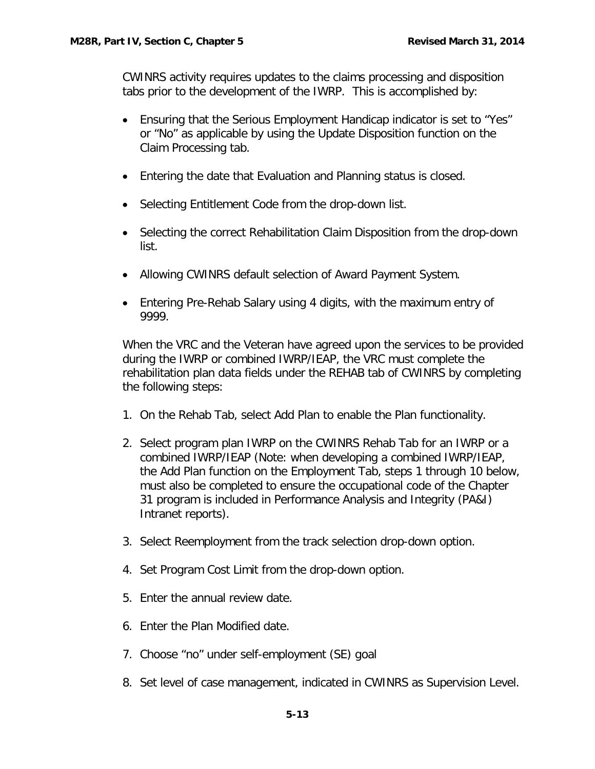CWINRS activity requires updates to the claims processing and disposition tabs prior to the development of the IWRP. This is accomplished by:

- Ensuring that the Serious Employment Handicap indicator is set to "Yes" or "No" as applicable by using the Update Disposition function on the Claim Processing tab.
- Entering the date that Evaluation and Planning status is closed.
- Selecting Entitlement Code from the drop-down list.
- Selecting the correct Rehabilitation Claim Disposition from the drop-down list.
- Allowing CWINRS default selection of Award Payment System.
- Entering Pre-Rehab Salary using 4 digits, with the maximum entry of 9999.

When the VRC and the Veteran have agreed upon the services to be provided during the IWRP or combined IWRP/IEAP, the VRC must complete the rehabilitation plan data fields under the REHAB tab of CWINRS by completing the following steps:

1. On the Rehab Tab, select Add Plan to enable the Plan functionality.
2. Select program plan IWRP on the CWINRS Rehab Tab for an IWRP or a combined IWRP/IEAP (Note: when developing a combined IWRP/IEAP, the Add Plan function on the Employment Tab, steps 1 through 10 below, must also be completed to ensure the occupational code of the Chapter 31 program is included in Performance Analysis and Integrity (PA&I) Intranet reports).
3. Select Reemployment from the track selection drop-down option.
4. Set Program Cost Limit from the drop-down option.
5. Enter the annual review date.
6. Enter the Plan Modified date.
7. Choose "no" under self-employment (SE) goal
8. Set level of case management, indicated in CWINRS as Supervision Level.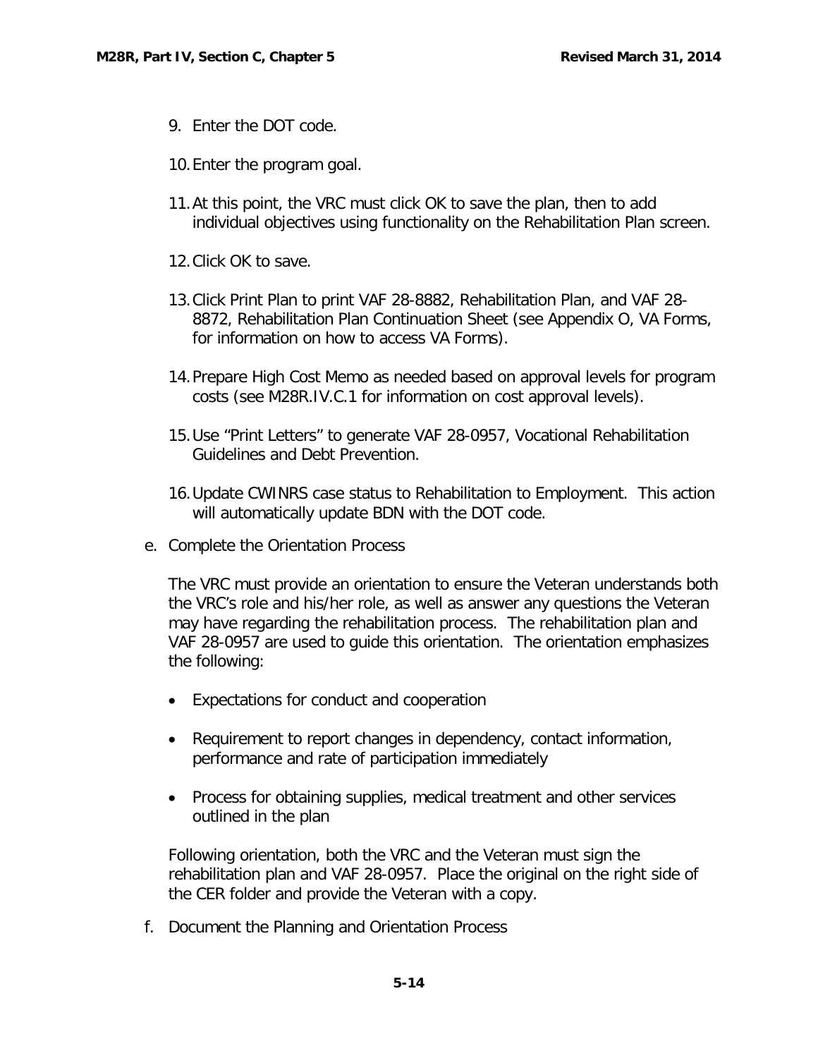9. Enter the DOT code.

10. Enter the program goal.

11. At this point, the VRC must click OK to save the plan, then to add individual objectives using functionality on the Rehabilitation Plan screen.

12. Click OK to save.

13. Click Print Plan to print VAF 28-8882, Rehabilitation Plan, and VAF 28-8872, Rehabilitation Plan Continuation Sheet (see Appendix O, VA Forms, for information on how to access VA Forms).

14. Prepare High Cost Memo as needed based on approval levels for program costs (see M28R.IV.C.1 for information on cost approval levels).

15. Use "Print Letters" to generate VAF 28-0957, Vocational Rehabilitation Guidelines and Debt Prevention.

16. Update CWINRS case status to Rehabilitation to Employment. This action will automatically update BDN with the DOT code.

e. Complete the Orientation Process

The VRC must provide an orientation to ensure the Veteran understands both the VRC's role and his/her role, as well as answer any questions the Veteran may have regarding the rehabilitation process. The rehabilitation plan and VAF 28-0957 are used to guide this orientation. The orientation emphasizes the following:

- Expectations for conduct and cooperation
- Requirement to report changes in dependency, contact information, performance and rate of participation immediately
- Process for obtaining supplies, medical treatment and other services outlined in the plan

Following orientation, both the VRC and the Veteran must sign the rehabilitation plan and VAF 28-0957. Place the original on the right side of the CER folder and provide the Veteran with a copy.

f. Document the Planning and Orientation Process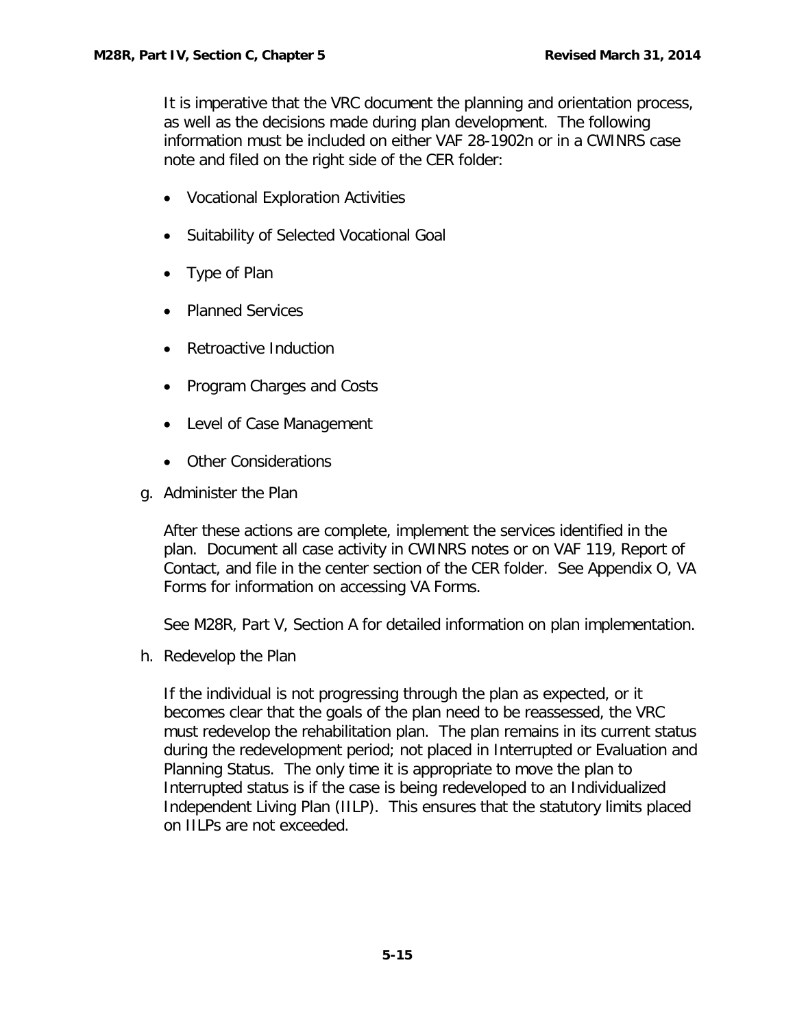It is imperative that the VRC document the planning and orientation process, as well as the decisions made during plan development. The following information must be included on either VAF 28-1902n or in a CWINRS case note and filed on the right side of the CER folder:

- Vocational Exploration Activities
- Suitability of Selected Vocational Goal
- Type of Plan
- Planned Services
- Retroactive Induction
- Program Charges and Costs
- Level of Case Management
- Other Considerations

g. Administer the Plan

After these actions are complete, implement the services identified in the plan. Document all case activity in CWINRS notes or on VAF 119, Report of Contact, and file in the center section of the CER folder. See Appendix O, VA Forms for information on accessing VA Forms.

See M28R, Part V, Section A for detailed information on plan implementation.

h. Redevelop the Plan

If the individual is not progressing through the plan as expected, or it becomes clear that the goals of the plan need to be reassessed, the VRC must redevelop the rehabilitation plan. The plan remains in its current status during the redevelopment period; not placed in Interrupted or Evaluation and Planning Status. The only time it is appropriate to move the plan to Interrupted status is if the case is being redeveloped to an Individualized Independent Living Plan (IILP). This ensures that the statutory limits placed on IILPs are not exceeded.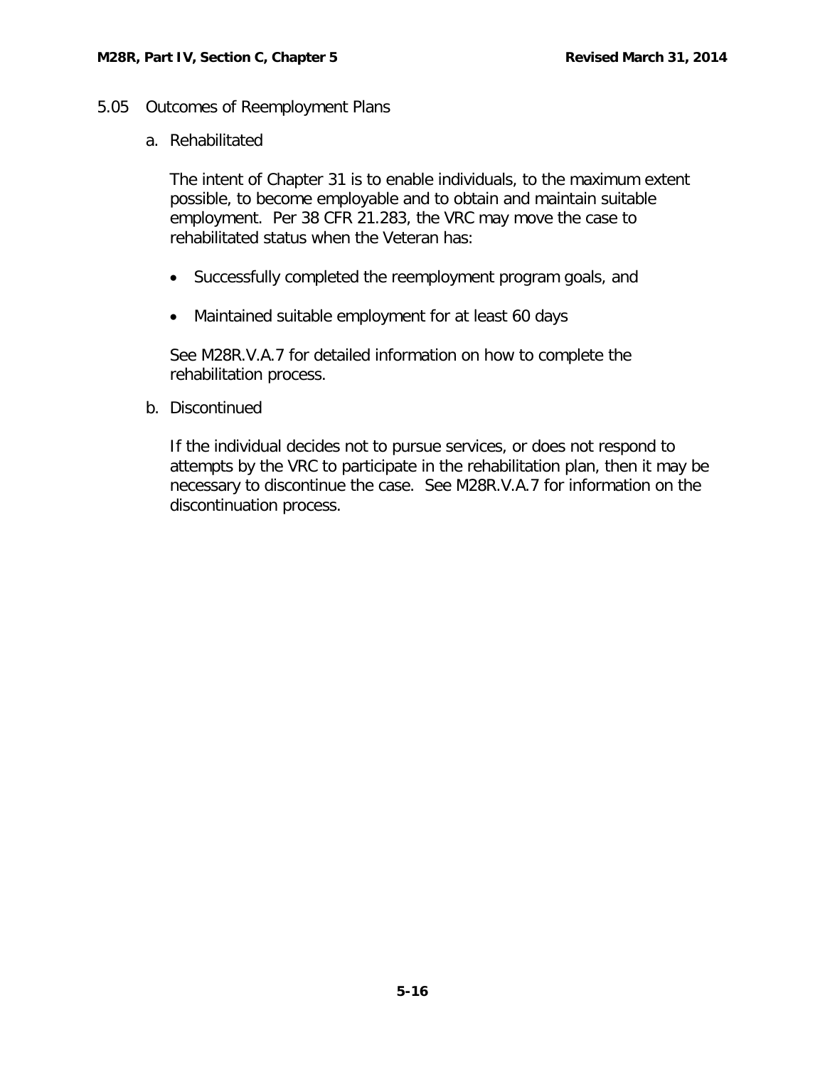## 5.05 Outcomes of Reemployment Plans

### a. Rehabilitated

The intent of Chapter 31 is to enable individuals, to the maximum extent possible, to become employable and to obtain and maintain suitable employment. Per 38 CFR 21.283, the VRC may move the case to rehabilitated status when the Veteran has:

- Successfully completed the reemployment program goals, and
- Maintained suitable employment for at least 60 days

See M28R.V.A.7 for detailed information on how to complete the rehabilitation process.

### b. Discontinued

If the individual decides not to pursue services, or does not respond to attempts by the VRC to participate in the rehabilitation plan, then it may be necessary to discontinue the case. See M28R.V.A.7 for information on the discontinuation process.